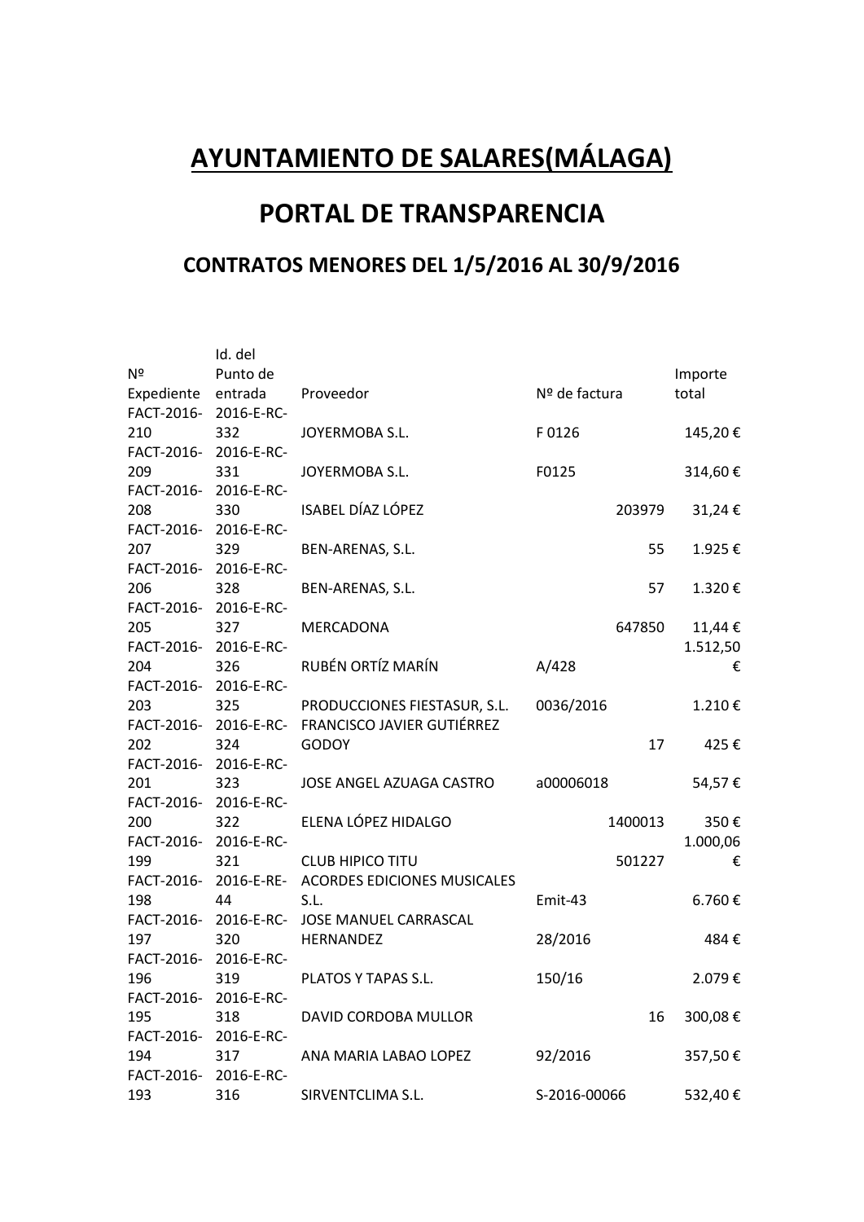# AYUNTAMIENTO DE SALARES(MÁLAGA)

# PORTAL DE TRANSPARENCIA

## CONTRATOS MENORES DEL 1/5/2016 AL 30/9/2016

| Nº Expediente | Id. del Punto de entrada | Proveedor | Nº de factura | Importe total |
|---|---|---|---|---|
| FACT-2016-210 | 2016-E-RC-332 | JOYERMOBA S.L. | F 0126 | 145,20 € |
| FACT-2016-209 | 2016-E-RC-331 | JOYERMOBA S.L. | F0125 | 314,60 € |
| FACT-2016-208 | 2016-E-RC-330 | ISABEL DÍAZ LÓPEZ | 203979 | 31,24 € |
| FACT-2016-207 | 2016-E-RC-329 | BEN-ARENAS, S.L. | 55 | 1.925 € |
| FACT-2016-206 | 2016-E-RC-328 | BEN-ARENAS, S.L. | 57 | 1.320 € |
| FACT-2016-205 | 2016-E-RC-327 | MERCADONA | 647850 | 11,44 € |
| FACT-2016-204 | 2016-E-RC-326 | RUBÉN ORTÍZ MARÍN | A/428 | 1.512,50 € |
| FACT-2016-203 | 2016-E-RC-325 | PRODUCCIONES FIESTASUR, S.L. | 0036/2016 | 1.210 € |
| FACT-2016-202 | 2016-E-RC-324 | FRANCISCO JAVIER GUTIÉRREZ GODOY | 17 | 425 € |
| FACT-2016-201 | 2016-E-RC-323 | JOSE ANGEL AZUAGA CASTRO | a00006018 | 54,57 € |
| FACT-2016-200 | 2016-E-RC-322 | ELENA LÓPEZ HIDALGO | 1400013 | 350 € |
| FACT-2016-199 | 2016-E-RC-321 | CLUB HIPICO TITU | 501227 | 1.000,06 € |
| FACT-2016-198 | 2016-E-RE-44 | ACORDES EDICIONES MUSICALES S.L. | Emit-43 | 6.760 € |
| FACT-2016-197 | 2016-E-RC-320 | JOSE MANUEL CARRASCAL HERNANDEZ | 28/2016 | 484 € |
| FACT-2016-196 | 2016-E-RC-319 | PLATOS Y TAPAS S.L. | 150/16 | 2.079 € |
| FACT-2016-195 | 2016-E-RC-318 | DAVID CORDOBA MULLOR | 16 | 300,08 € |
| FACT-2016-194 | 2016-E-RC-317 | ANA MARIA LABAO LOPEZ | 92/2016 | 357,50 € |
| FACT-2016-193 | 2016-E-RC-316 | SIRVENTCLIMA S.L. | S-2016-00066 | 532,40 € |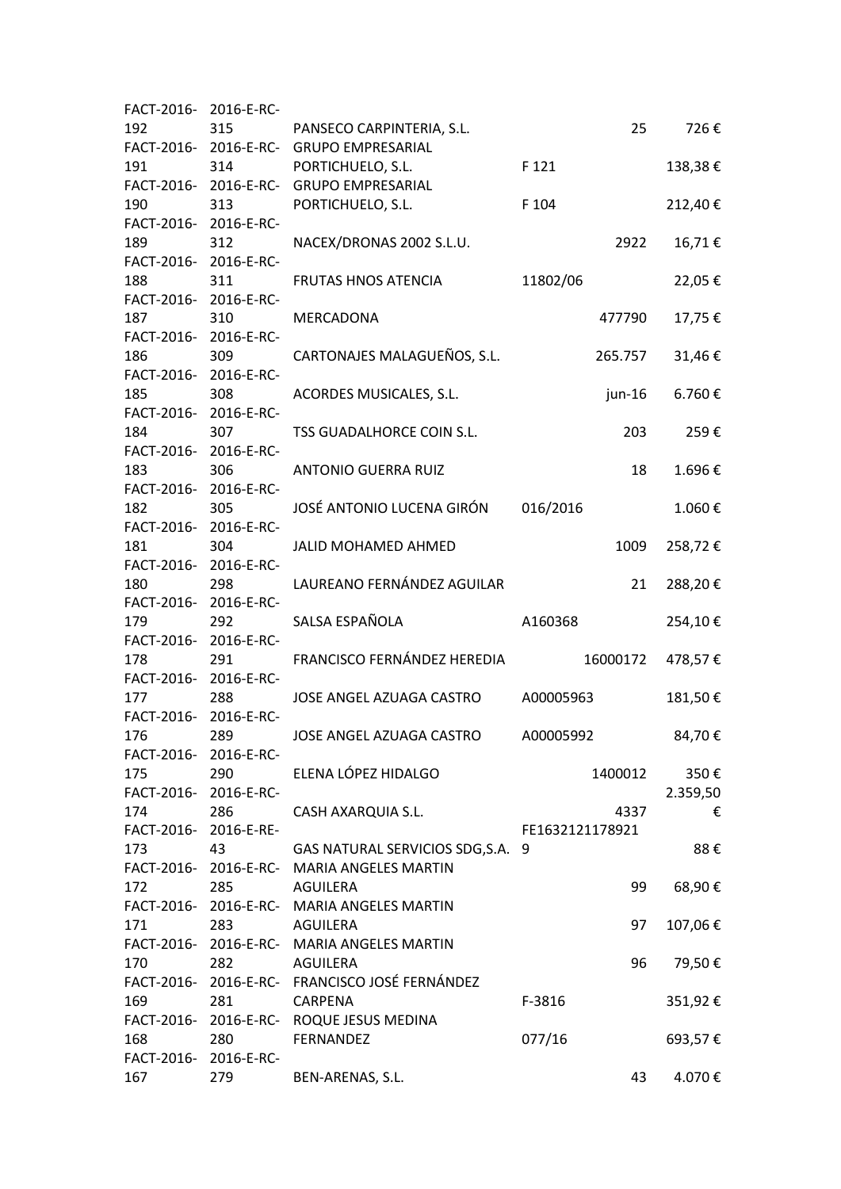| | | | | |
|---|---|---|---|---|
| FACT-2016-192 | 2016-E-RC-315 | PANSECO CARPINTERIA, S.L. | 25 | 726 € |
| FACT-2016-191 | 2016-E-RC-314 | GRUPO EMPRESARIAL PORTICHUELO, S.L. | F 121 | 138,38 € |
| FACT-2016-190 | 2016-E-RC-313 | GRUPO EMPRESARIAL PORTICHUELO, S.L. | F 104 | 212,40 € |
| FACT-2016-189 | 2016-E-RC-312 | NACEX/DRONAS 2002 S.L.U. | 2922 | 16,71 € |
| FACT-2016-188 | 2016-E-RC-311 | FRUTAS HNOS ATENCIA | 11802/06 | 22,05 € |
| FACT-2016-187 | 2016-E-RC-310 | MERCADONA | 477790 | 17,75 € |
| FACT-2016-186 | 2016-E-RC-309 | CARTONAJES MALAGUEÑOS, S.L. | 265.757 | 31,46 € |
| FACT-2016-185 | 2016-E-RC-308 | ACORDES MUSICALES, S.L. | jun-16 | 6.760 € |
| FACT-2016-184 | 2016-E-RC-307 | TSS GUADALHORCE COIN S.L. | 203 | 259 € |
| FACT-2016-183 | 2016-E-RC-306 | ANTONIO GUERRA RUIZ | 18 | 1.696 € |
| FACT-2016-182 | 2016-E-RC-305 | JOSÉ ANTONIO LUCENA GIRÓN | 016/2016 | 1.060 € |
| FACT-2016-181 | 2016-E-RC-304 | JALID MOHAMED AHMED | 1009 | 258,72 € |
| FACT-2016-180 | 2016-E-RC-298 | LAUREANO FERNÁNDEZ AGUILAR | 21 | 288,20 € |
| FACT-2016-179 | 2016-E-RC-292 | SALSA ESPAÑOLA | A160368 | 254,10 € |
| FACT-2016-178 | 2016-E-RC-291 | FRANCISCO FERNÁNDEZ HEREDIA | 16000172 | 478,57 € |
| FACT-2016-177 | 2016-E-RC-288 | JOSE ANGEL AZUAGA CASTRO | A00005963 | 181,50 € |
| FACT-2016-176 | 2016-E-RC-289 | JOSE ANGEL AZUAGA CASTRO | A00005992 | 84,70 € |
| FACT-2016-175 | 2016-E-RC-290 | ELENA LÓPEZ HIDALGO | 1400012 | 350 € |
| FACT-2016-174 | 2016-E-RC-286 | CASH AXARQUIA S.L. | 4337 | 2.359,50 € |
| FACT-2016-173 | 2016-E-RE-43 | GAS NATURAL SERVICIOS SDG,S.A. | FE16321211789219 | 88 € |
| FACT-2016-172 | 2016-E-RC-285 | MARIA ANGELES MARTIN AGUILERA | 99 | 68,90 € |
| FACT-2016-171 | 2016-E-RC-283 | MARIA ANGELES MARTIN AGUILERA | 97 | 107,06 € |
| FACT-2016-170 | 2016-E-RC-282 | MARIA ANGELES MARTIN AGUILERA | 96 | 79,50 € |
| FACT-2016-169 | 2016-E-RC-281 | FRANCISCO JOSÉ FERNÁNDEZ CARPENA | F-3816 | 351,92 € |
| FACT-2016-168 | 2016-E-RC-280 | ROQUE JESUS MEDINA FERNANDEZ | 077/16 | 693,57 € |
| FACT-2016-167 | 2016-E-RC-279 | BEN-ARENAS, S.L. | 43 | 4.070 € |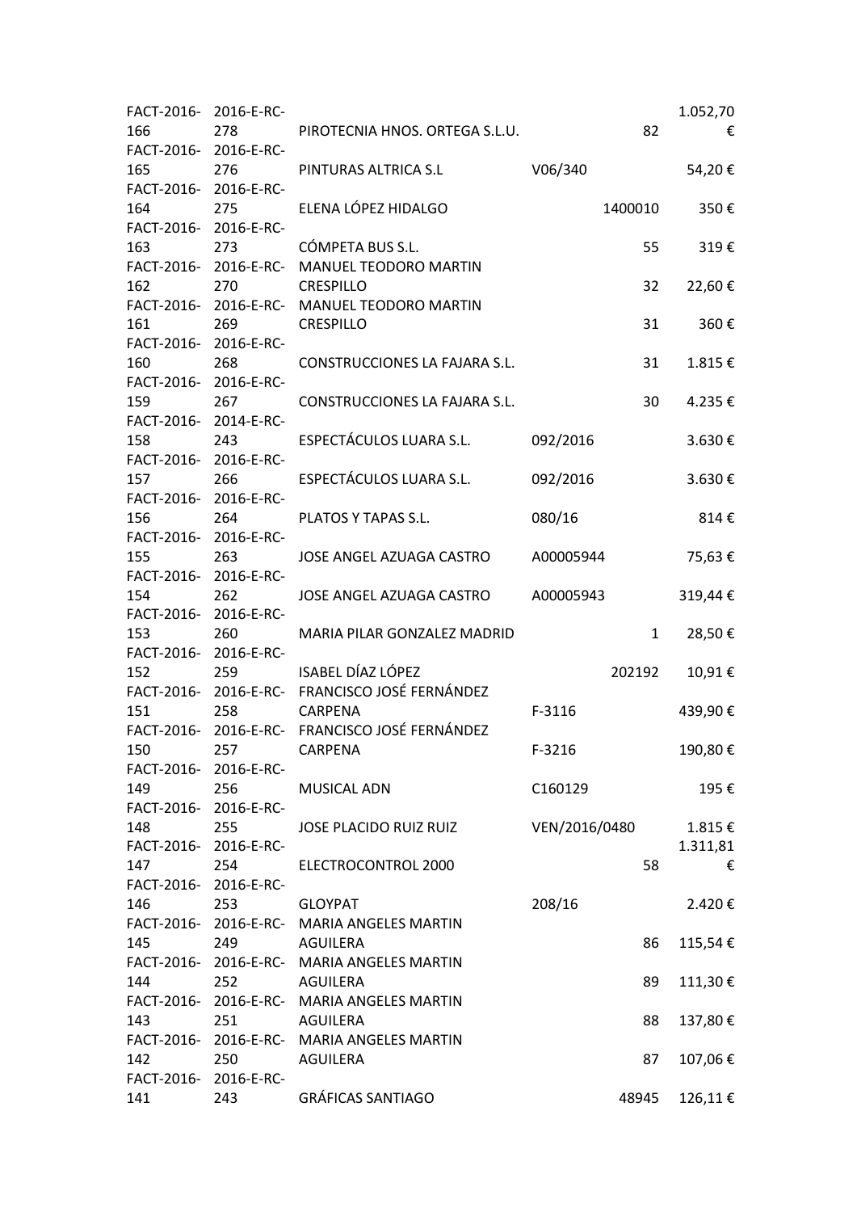| | | | | |
|---|---|---|---|---|
| FACT-2016-166 | 2016-E-RC-278 | PIROTECNIA HNOS. ORTEGA S.L.U. | 82 | 1.052,70 € |
| FACT-2016-165 | 2016-E-RC-276 | PINTURAS ALTRICA S.L | V06/340 | 54,20 € |
| FACT-2016-164 | 2016-E-RC-275 | ELENA LÓPEZ HIDALGO | 1400010 | 350 € |
| FACT-2016-163 | 2016-E-RC-273 | CÓMPETA BUS S.L. | 55 | 319 € |
| FACT-2016-162 | 2016-E-RC-270 | MANUEL TEODORO MARTIN CRESPILLO | 32 | 22,60 € |
| FACT-2016-161 | 2016-E-RC-269 | MANUEL TEODORO MARTIN CRESPILLO | 31 | 360 € |
| FACT-2016-160 | 2016-E-RC-268 | CONSTRUCCIONES LA FAJARA S.L. | 31 | 1.815 € |
| FACT-2016-159 | 2016-E-RC-267 | CONSTRUCCIONES LA FAJARA S.L. | 30 | 4.235 € |
| FACT-2016-158 | 2014-E-RC-243 | ESPECTÁCULOS LUARA S.L. | 092/2016 | 3.630 € |
| FACT-2016-157 | 2016-E-RC-266 | ESPECTÁCULOS LUARA S.L. | 092/2016 | 3.630 € |
| FACT-2016-156 | 2016-E-RC-264 | PLATOS Y TAPAS S.L. | 080/16 | 814 € |
| FACT-2016-155 | 2016-E-RC-263 | JOSE ANGEL AZUAGA CASTRO | A00005944 | 75,63 € |
| FACT-2016-154 | 2016-E-RC-262 | JOSE ANGEL AZUAGA CASTRO | A00005943 | 319,44 € |
| FACT-2016-153 | 2016-E-RC-260 | MARIA PILAR GONZALEZ MADRID | 1 | 28,50 € |
| FACT-2016-152 | 2016-E-RC-259 | ISABEL DÍAZ LÓPEZ | 202192 | 10,91 € |
| FACT-2016-151 | 2016-E-RC-258 | FRANCISCO JOSÉ FERNÁNDEZ CARPENA | F-3116 | 439,90 € |
| FACT-2016-150 | 2016-E-RC-257 | FRANCISCO JOSÉ FERNÁNDEZ CARPENA | F-3216 | 190,80 € |
| FACT-2016-149 | 2016-E-RC-256 | MUSICAL ADN | C160129 | 195 € |
| FACT-2016-148 | 2016-E-RC-255 | JOSE PLACIDO RUIZ RUIZ | VEN/2016/0480 | 1.815 € |
| FACT-2016-147 | 2016-E-RC-254 | ELECTROCONTROL 2000 | 58 | 1.311,81 € |
| FACT-2016-146 | 2016-E-RC-253 | GLOYPAT | 208/16 | 2.420 € |
| FACT-2016-145 | 2016-E-RC-249 | MARIA ANGELES MARTIN AGUILERA | 86 | 115,54 € |
| FACT-2016-144 | 2016-E-RC-252 | MARIA ANGELES MARTIN AGUILERA | 89 | 111,30 € |
| FACT-2016-143 | 2016-E-RC-251 | MARIA ANGELES MARTIN AGUILERA | 88 | 137,80 € |
| FACT-2016-142 | 2016-E-RC-250 | MARIA ANGELES MARTIN AGUILERA | 87 | 107,06 € |
| FACT-2016-141 | 2016-E-RC-243 | GRÁFICAS SANTIAGO | 48945 | 126,11 € |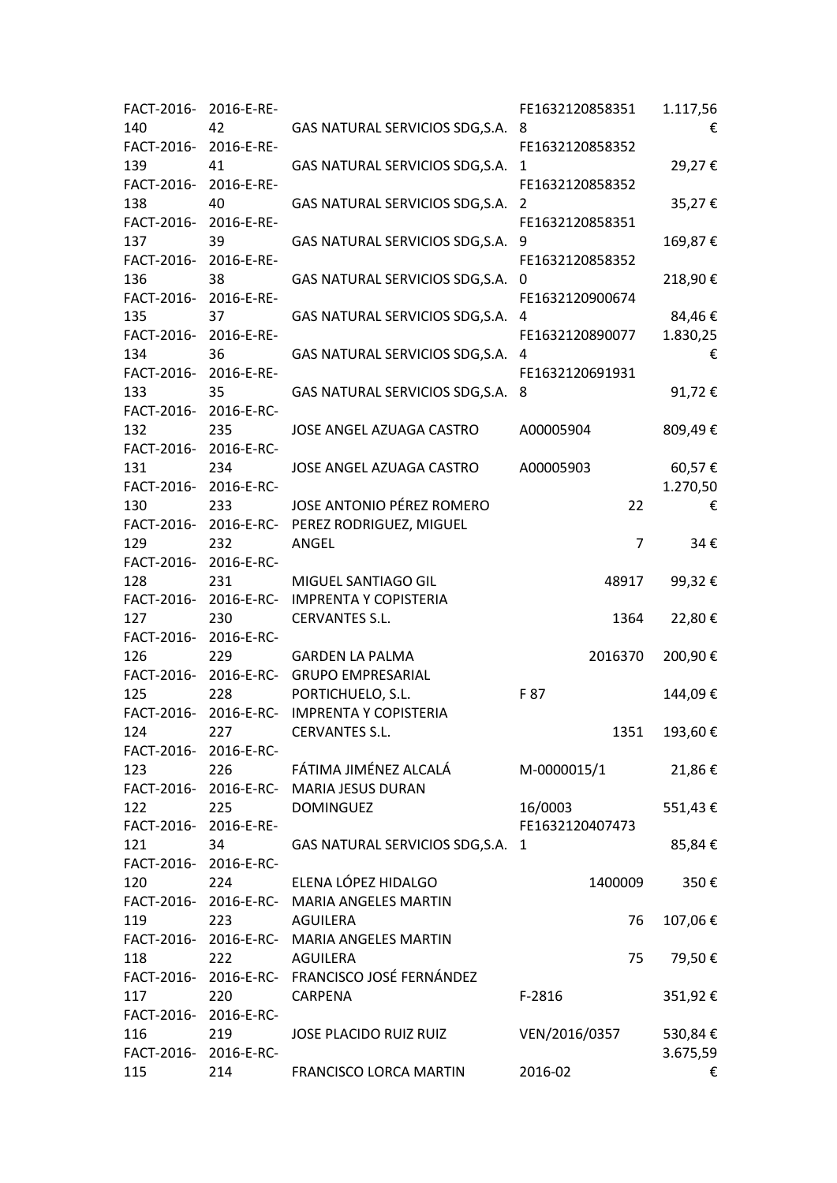| | | | | |
|---|---|---|---|---|
| FACT-2016-140 | 2016-E-RE-42 | GAS NATURAL SERVICIOS SDG,S.A. | FE16321208583518 | 1.117,56 € |
| FACT-2016-139 | 2016-E-RE-41 | GAS NATURAL SERVICIOS SDG,S.A. | FE16321208583521 | 29,27 € |
| FACT-2016-138 | 2016-E-RE-40 | GAS NATURAL SERVICIOS SDG,S.A. | FE16321208583522 | 35,27 € |
| FACT-2016-137 | 2016-E-RE-39 | GAS NATURAL SERVICIOS SDG,S.A. | FE16321208583519 | 169,87 € |
| FACT-2016-136 | 2016-E-RE-38 | GAS NATURAL SERVICIOS SDG,S.A. | FE16321208583520 | 218,90 € |
| FACT-2016-135 | 2016-E-RE-37 | GAS NATURAL SERVICIOS SDG,S.A. | FE16321209006744 | 84,46 € |
| FACT-2016-134 | 2016-E-RE-36 | GAS NATURAL SERVICIOS SDG,S.A. | FE16321208900774 | 1.830,25 € |
| FACT-2016-133 | 2016-E-RE-35 | GAS NATURAL SERVICIOS SDG,S.A. | FE16321206919318 | 91,72 € |
| FACT-2016-132 | 2016-E-RC-235 | JOSE ANGEL AZUAGA CASTRO | A00005904 | 809,49 € |
| FACT-2016-131 | 2016-E-RC-234 | JOSE ANGEL AZUAGA CASTRO | A00005903 | 60,57 € |
| FACT-2016-130 | 2016-E-RC-233 | JOSE ANTONIO PÉREZ ROMERO | 22 | 1.270,50 € |
| FACT-2016-129 | 2016-E-RC-232 | PEREZ RODRIGUEZ, MIGUEL ANGEL | 7 | 34 € |
| FACT-2016-128 | 2016-E-RC-231 | MIGUEL SANTIAGO GIL | 48917 | 99,32 € |
| FACT-2016-127 | 2016-E-RC-230 | IMPRENTA Y COPISTERIA CERVANTES S.L. | 1364 | 22,80 € |
| FACT-2016-126 | 2016-E-RC-229 | GARDEN LA PALMA | 2016370 | 200,90 € |
| FACT-2016-125 | 2016-E-RC-228 | GRUPO EMPRESARIAL PORTICHUELO, S.L. | F 87 | 144,09 € |
| FACT-2016-124 | 2016-E-RC-227 | IMPRENTA Y COPISTERIA CERVANTES S.L. | 1351 | 193,60 € |
| FACT-2016-123 | 2016-E-RC-226 | FÁTIMA JIMÉNEZ ALCALÁ | M-0000015/1 | 21,86 € |
| FACT-2016-122 | 2016-E-RC-225 | MARIA JESUS DURAN DOMINGUEZ | 16/0003 | 551,43 € |
| FACT-2016-121 | 2016-E-RE-34 | GAS NATURAL SERVICIOS SDG,S.A. | FE16321204074731 | 85,84 € |
| FACT-2016-120 | 2016-E-RC-224 | ELENA LÓPEZ HIDALGO | 1400009 | 350 € |
| FACT-2016-119 | 2016-E-RC-223 | MARIA ANGELES MARTIN AGUILERA | 76 | 107,06 € |
| FACT-2016-118 | 2016-E-RC-222 | MARIA ANGELES MARTIN AGUILERA | 75 | 79,50 € |
| FACT-2016-117 | 2016-E-RC-220 | FRANCISCO JOSÉ FERNÁNDEZ CARPENA | F-2816 | 351,92 € |
| FACT-2016-116 | 2016-E-RC-219 | JOSE PLACIDO RUIZ RUIZ | VEN/2016/0357 | 530,84 € |
| FACT-2016-115 | 2016-E-RC-214 | FRANCISCO LORCA MARTIN | 2016-02 | 3.675,59 € |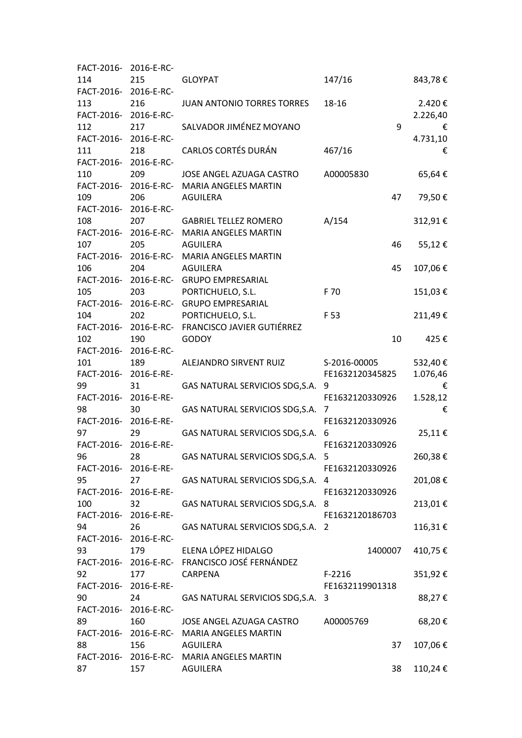| | | | | |
|---|---|---|---|---|
| FACT-2016-114 | 2016-E-RC-215 | GLOYPAT | 147/16 | 843,78 € |
| FACT-2016-113 | 2016-E-RC-216 | JUAN ANTONIO TORRES TORRES | 18-16 | 2.420 € |
| FACT-2016-112 | 2016-E-RC-217 | SALVADOR JIMÉNEZ MOYANO | 9 | 2.226,40 € |
| FACT-2016-111 | 2016-E-RC-218 | CARLOS CORTÉS DURÁN | 467/16 | 4.731,10 € |
| FACT-2016-110 | 2016-E-RC-209 | JOSE ANGEL AZUAGA CASTRO | A00005830 | 65,64 € |
| FACT-2016-109 | 2016-E-RC-206 | MARIA ANGELES MARTIN AGUILERA | 47 | 79,50 € |
| FACT-2016-108 | 2016-E-RC-207 | GABRIEL TELLEZ ROMERO | A/154 | 312,91 € |
| FACT-2016-107 | 2016-E-RC-205 | MARIA ANGELES MARTIN AGUILERA | 46 | 55,12 € |
| FACT-2016-106 | 2016-E-RC-204 | MARIA ANGELES MARTIN AGUILERA | 45 | 107,06 € |
| FACT-2016-105 | 2016-E-RC-203 | GRUPO EMPRESARIAL PORTICHUELO, S.L. | F 70 | 151,03 € |
| FACT-2016-104 | 2016-E-RC-202 | GRUPO EMPRESARIAL PORTICHUELO, S.L. | F 53 | 211,49 € |
| FACT-2016-102 | 2016-E-RC-190 | FRANCISCO JAVIER GUTIÉRREZ GODOY | 10 | 425 € |
| FACT-2016-101 | 2016-E-RC-189 | ALEJANDRO SIRVENT RUIZ | S-2016-00005 | 532,40 € |
| FACT-2016-99 | 2016-E-RE-31 | GAS NATURAL SERVICIOS SDG,S.A. | FE16321203458259 | 1.076,46 € |
| FACT-2016-98 | 2016-E-RE-30 | GAS NATURAL SERVICIOS SDG,S.A. | FE16321203309267 | 1.528,12 € |
| FACT-2016-97 | 2016-E-RE-29 | GAS NATURAL SERVICIOS SDG,S.A. | FE16321203309266 | 25,11 € |
| FACT-2016-96 | 2016-E-RE-28 | GAS NATURAL SERVICIOS SDG,S.A. | FE16321203309265 | 260,38 € |
| FACT-2016-95 | 2016-E-RE-27 | GAS NATURAL SERVICIOS SDG,S.A. | FE16321203309264 | 201,08 € |
| FACT-2016-100 | 2016-E-RE-32 | GAS NATURAL SERVICIOS SDG,S.A. | FE16321203309268 | 213,01 € |
| FACT-2016-94 | 2016-E-RE-26 | GAS NATURAL SERVICIOS SDG,S.A. | FE16321201867032 | 116,31 € |
| FACT-2016-93 | 2016-E-RC-179 | ELENA LÓPEZ HIDALGO | 1400007 | 410,75 € |
| FACT-2016-92 | 2016-E-RC-177 | FRANCISCO JOSÉ FERNÁNDEZ CARPENA | F-2216 | 351,92 € |
| FACT-2016-90 | 2016-E-RE-24 | GAS NATURAL SERVICIOS SDG,S.A. | FE16321199013183 | 88,27 € |
| FACT-2016-89 | 2016-E-RC-160 | JOSE ANGEL AZUAGA CASTRO | A00005769 | 68,20 € |
| FACT-2016-88 | 2016-E-RC-156 | MARIA ANGELES MARTIN AGUILERA | 37 | 107,06 € |
| FACT-2016-87 | 2016-E-RC-157 | MARIA ANGELES MARTIN AGUILERA | 38 | 110,24 € |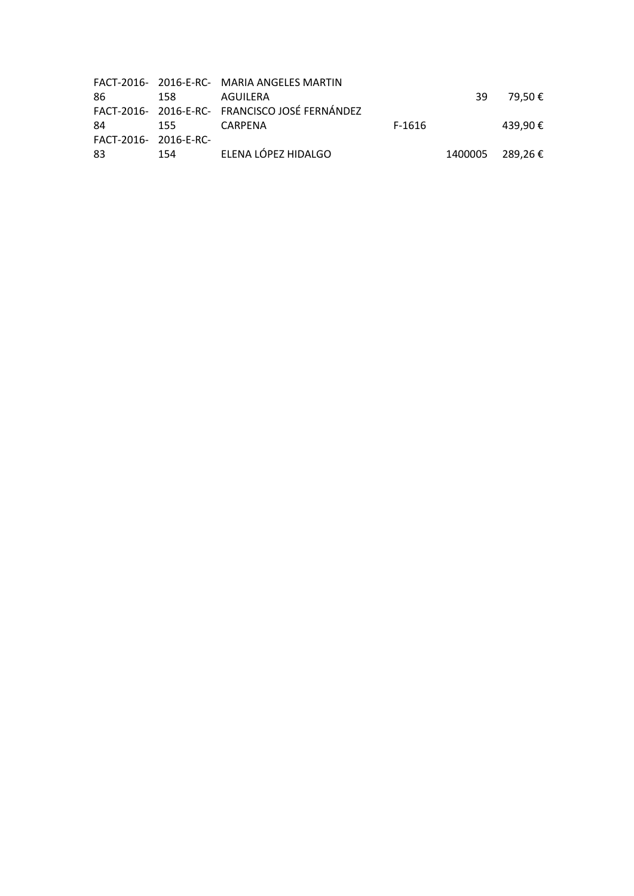| | | | | | |
|---|---|---|---|---|---|
| FACT-2016-86 | 2016-E-RC-158 | MARIA ANGELES MARTIN AGUILERA | | 39 | 79,50 € |
| FACT-2016-84 | 2016-E-RC-155 | FRANCISCO JOSÉ FERNÁNDEZ CARPENA | F-1616 | | 439,90 € |
| FACT-2016-83 | 2016-E-RC-154 | ELENA LÓPEZ HIDALGO | | 1400005 | 289,26 € |